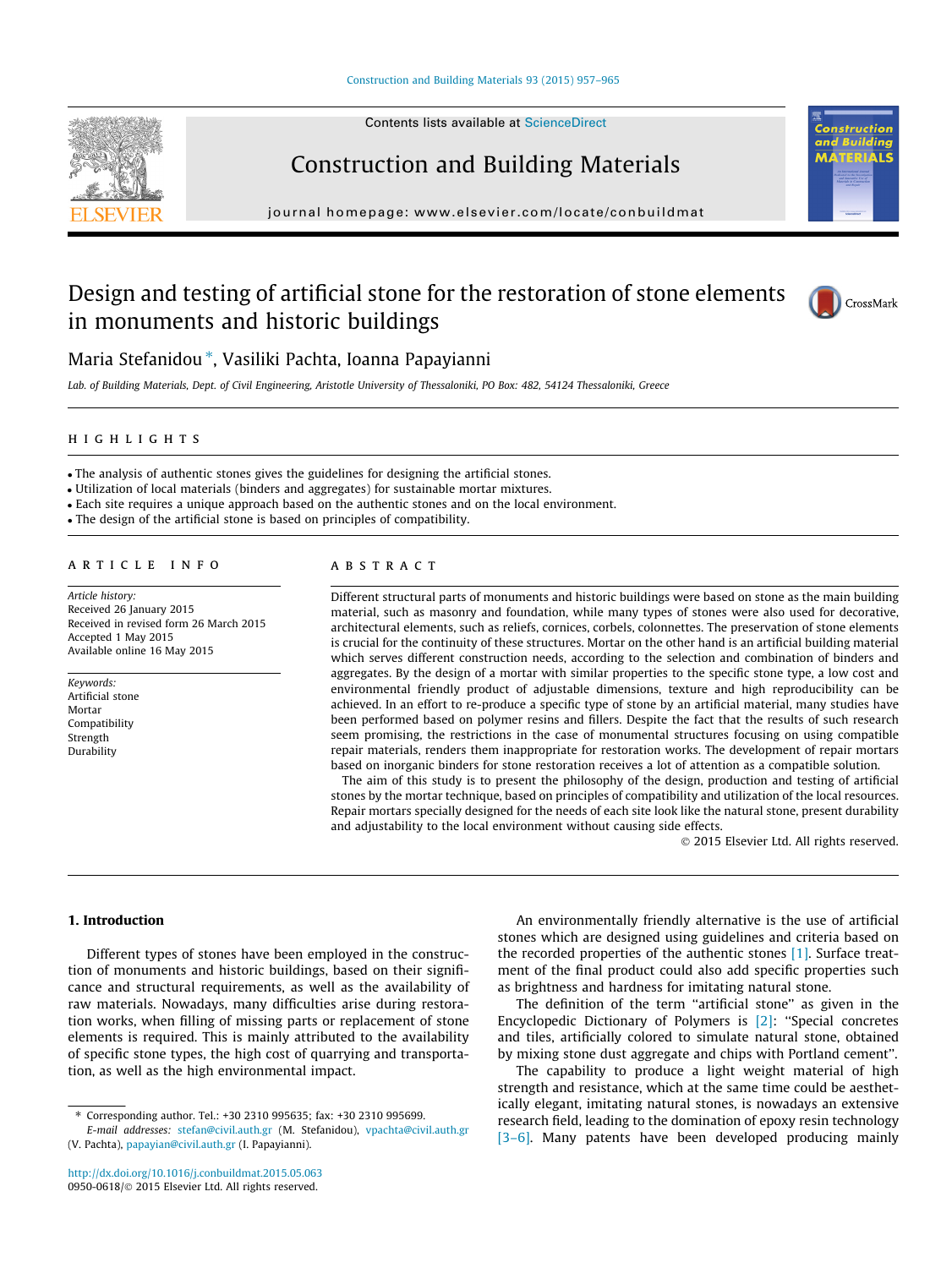# Design and testing of artificial stone for the restoration of stone elements in monuments and historic buildings

Maria Stefanidou *, Vasiliki Pachta, Ioanna Papayianni

*Lab. of Building Materials, Dept. of Civil Engineering, Aristotle University of Thessaloniki, PO Box: 482, 54124 Thessaloniki, Greece*

## HIGHLIGHTS

- The analysis of authentic stones gives the guidelines for designing the artificial stones.
- Utilization of local materials (binders and aggregates) for sustainable mortar mixtures.
- Each site requires a unique approach based on the authentic stones and on the local environment.
- The design of the artificial stone is based on principles of compatibility.

## ARTICLE INFO

*Article history:*
Received 26 January 2015
Received in revised form 26 March 2015
Accepted 1 May 2015
Available online 16 May 2015

*Keywords:*
Artificial stone
Mortar
Compatibility
Strength
Durability

## ABSTRACT

Different structural parts of monuments and historic buildings were based on stone as the main building material, such as masonry and foundation, while many types of stones were also used for decorative, architectural elements, such as reliefs, cornices, corbels, colonnettes. The preservation of stone elements is crucial for the continuity of these structures. Mortar on the other hand is an artificial building material which serves different construction needs, according to the selection and combination of binders and aggregates. By the design of a mortar with similar properties to the specific stone type, a low cost and environmental friendly product of adjustable dimensions, texture and high reproducibility can be achieved. In an effort to re-produce a specific type of stone by an artificial material, many studies have been performed based on polymer resins and fillers. Despite the fact that the results of such research seem promising, the restrictions in the case of monumental structures focusing on using compatible repair materials, renders them inappropriate for restoration works. The development of repair mortars based on inorganic binders for stone restoration receives a lot of attention as a compatible solution.

The aim of this study is to present the philosophy of the design, production and testing of artificial stones by the mortar technique, based on principles of compatibility and utilization of the local resources. Repair mortars specially designed for the needs of each site look like the natural stone, present durability and adjustability to the local environment without causing side effects.

© 2015 Elsevier Ltd. All rights reserved.

## 1. Introduction

Different types of stones have been employed in the construction of monuments and historic buildings, based on their significance and structural requirements, as well as the availability of raw materials. Nowadays, many difficulties arise during restoration works, when filling of missing parts or replacement of stone elements is required. This is mainly attributed to the availability of specific stone types, the high cost of quarrying and transportation, as well as the high environmental impact.

An environmentally friendly alternative is the use of artificial stones which are designed using guidelines and criteria based on the recorded properties of the authentic stones [1]. Surface treatment of the final product could also add specific properties such as brightness and hardness for imitating natural stone.

The definition of the term "artificial stone" as given in the Encyclopedic Dictionary of Polymers is [2]: "Special concretes and tiles, artificially colored to simulate natural stone, obtained by mixing stone dust aggregate and chips with Portland cement".

The capability to produce a light weight material of high strength and resistance, which at the same time could be aesthetically elegant, imitating natural stones, is nowadays an extensive research field, leading to the domination of epoxy resin technology [3–6]. Many patents have been developed producing mainly

* Corresponding author. Tel.: +30 2310 995635; fax: +30 2310 995699.
*E-mail addresses:* stefan@civil.auth.gr (M. Stefanidou), vpachta@civil.auth.gr (V. Pachta), papayian@civil.auth.gr (I. Papayianni).

http://dx.doi.org/10.1016/j.conbuildmat.2015.05.063
0950-0618/© 2015 Elsevier Ltd. All rights reserved.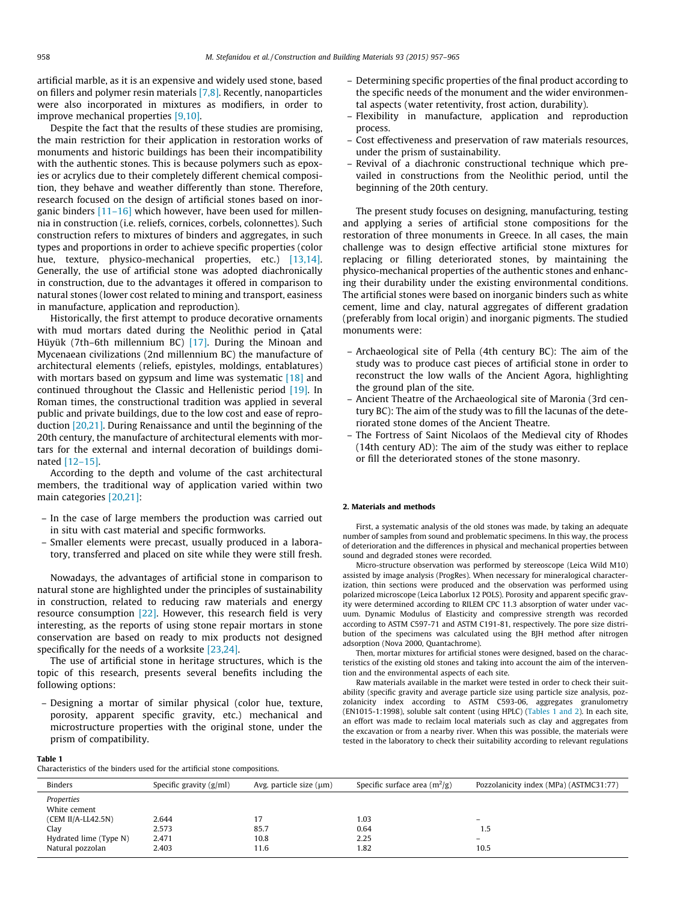artificial marble, as it is an expensive and widely used stone, based on fillers and polymer resin materials [7,8]. Recently, nanoparticles were also incorporated in mixtures as modifiers, in order to improve mechanical properties [9,10].

Despite the fact that the results of these studies are promising, the main restriction for their application in restoration works of monuments and historic buildings has been their incompatibility with the authentic stones. This is because polymers such as epoxies or acrylics due to their completely different chemical composition, they behave and weather differently than stone. Therefore, research focused on the design of artificial stones based on inorganic binders [11–16] which however, have been used for millennia in construction (i.e. reliefs, cornices, corbels, colonnettes). Such construction refers to mixtures of binders and aggregates, in such types and proportions in order to achieve specific properties (color hue, texture, physico-mechanical properties, etc.) [13,14]. Generally, the use of artificial stone was adopted diachronically in construction, due to the advantages it offered in comparison to natural stones (lower cost related to mining and transport, easiness in manufacture, application and reproduction).

Historically, the first attempt to produce decorative ornaments with mud mortars dated during the Neolithic period in Çatal Hüyük (7th–6th millennium BC) [17]. During the Minoan and Mycenaean civilizations (2nd millennium BC) the manufacture of architectural elements (reliefs, epistyles, moldings, entablatures) with mortars based on gypsum and lime was systematic [18] and continued throughout the Classic and Hellenistic period [19]. In Roman times, the constructional tradition was applied in several public and private buildings, due to the low cost and ease of reproduction [20,21]. During Renaissance and until the beginning of the 20th century, the manufacture of architectural elements with mortars for the external and internal decoration of buildings dominated [12–15].

According to the depth and volume of the cast architectural members, the traditional way of application varied within two main categories [20,21]:

- In the case of large members the production was carried out in situ with cast material and specific formworks.
- Smaller elements were precast, usually produced in a laboratory, transferred and placed on site while they were still fresh.

Nowadays, the advantages of artificial stone in comparison to natural stone are highlighted under the principles of sustainability in construction, related to reducing raw materials and energy resource consumption [22]. However, this research field is very interesting, as the reports of using stone repair mortars in stone conservation are based on ready to mix products not designed specifically for the needs of a worksite [23,24].

The use of artificial stone in heritage structures, which is the topic of this research, presents several benefits including the following options:

- Designing a mortar of similar physical (color hue, texture, porosity, apparent specific gravity, etc.) mechanical and microstructure properties with the original stone, under the prism of compatibility.
- Determining specific properties of the final product according to the specific needs of the monument and the wider environmental aspects (water retentivity, frost action, durability).
- Flexibility in manufacture, application and reproduction process.
- Cost effectiveness and preservation of raw materials resources, under the prism of sustainability.
- Revival of a diachronic constructional technique which prevailed in constructions from the Neolithic period, until the beginning of the 20th century.

The present study focuses on designing, manufacturing, testing and applying a series of artificial stone compositions for the restoration of three monuments in Greece. In all cases, the main challenge was to design effective artificial stone mixtures for replacing or filling deteriorated stones, by maintaining the physico-mechanical properties of the authentic stones and enhancing their durability under the existing environmental conditions. The artificial stones were based on inorganic binders such as white cement, lime and clay, natural aggregates of different gradation (preferably from local origin) and inorganic pigments. The studied monuments were:

- Archaeological site of Pella (4th century BC): The aim of the study was to produce cast pieces of artificial stone in order to reconstruct the low walls of the Ancient Agora, highlighting the ground plan of the site.
- Ancient Theatre of the Archaeological site of Maronia (3rd century BC): The aim of the study was to fill the lacunas of the deteriorated stone domes of the Ancient Theatre.
- The Fortress of Saint Nicolaos of the Medieval city of Rhodes (14th century AD): The aim of the study was either to replace or fill the deteriorated stones of the stone masonry.

## 2. Materials and methods

First, a systematic analysis of the old stones was made, by taking an adequate number of samples from sound and problematic specimens. In this way, the process of deterioration and the differences in physical and mechanical properties between sound and degraded stones were recorded.

Micro-structure observation was performed by stereoscope (Leica Wild M10) assisted by image analysis (ProgRes). When necessary for mineralogical characterization, thin sections were produced and the observation was performed using polarized microscope (Leica Laborlux 12 POLS). Porosity and apparent specific gravity were determined according to RILEM CPC 11.3 absorption of water under vacuum. Dynamic Modulus of Elasticity and compressive strength was recorded according to ASTM C597-71 and ASTM C191-81, respectively. The pore size distribution of the specimens was calculated using the BJH method after nitrogen adsorption (Nova 2000, Quantachrome).

Then, mortar mixtures for artificial stones were designed, based on the characteristics of the existing old stones and taking into account the aim of the intervention and the environmental aspects of each site.

Raw materials available in the market were tested in order to check their suitability (specific gravity and average particle size using particle size analysis, pozzolanicity index according to ASTM C593-06, aggregates granulometry (EN1015-1:1998), soluble salt content (using HPLC) (Tables 1 and 2). In each site, an effort was made to reclaim local materials such as clay and aggregates from the excavation or from a nearby river. When this was possible, the materials were tested in the laboratory to check their suitability according to relevant regulations

**Table 1**
Characteristics of the binders used for the artificial stone compositions.

| Binders | Specific gravity (g/ml) | Avg. particle size (μm) | Specific surface area ($m^2$/g) | Pozzolanicity index (MPa) (ASTMC31:77) |
|---|---|---|---|---|
| *Properties* | | | | |
| White cement (CEM II/A-LL42.5N) | 2.644 | 17 | 1.03 | – |
| Clay | 2.573 | 85.7 | 0.64 | 1.5 |
| Hydrated lime (Type N) | 2.471 | 10.8 | 2.25 | – |
| Natural pozzolan | 2.403 | 11.6 | 1.82 | 10.5 |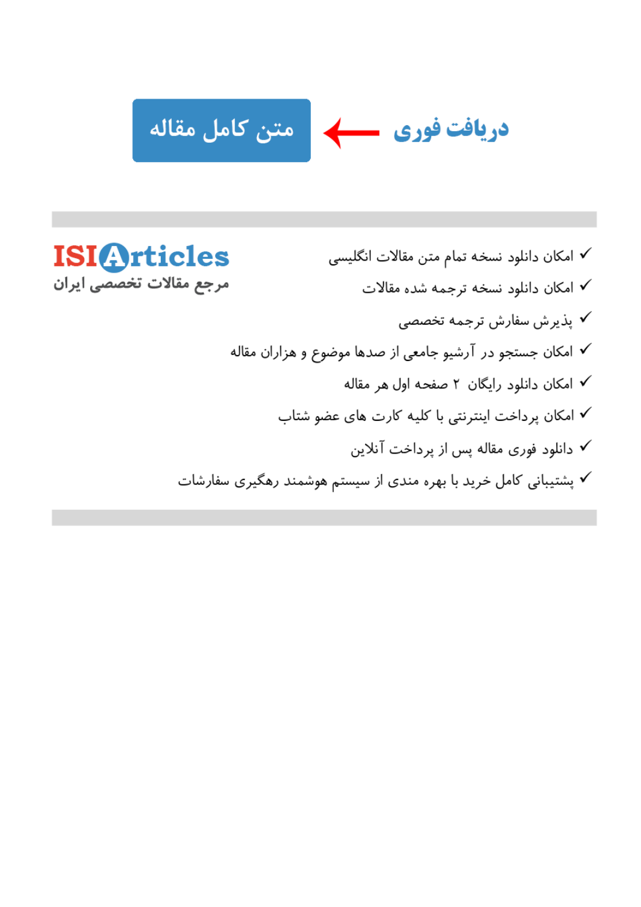دریافت فوری ← **متن کامل مقاله**

**ISIArticles**
مرجع مقالات تخصصی ایران

- ✓ امکان دانلود نسخه تمام متن مقالات انگلیسی
- ✓ امکان دانلود نسخه ترجمه شده مقالات
- ✓ پذیرش سفارش ترجمه تخصصی
- ✓ امکان جستجو در آرشیو جامعی از صدها موضوع و هزاران مقاله
- ✓ امکان دانلود رایگان ۲ صفحه اول هر مقاله
- ✓ امکان پرداخت اینترنتی با کلیه کارت های عضو شتاب
- ✓ دانلود فوری مقاله پس از پرداخت آنلاین
- ✓ پشتیبانی کامل خرید با بهره مندی از سیستم هوشمند رهگیری سفارشات